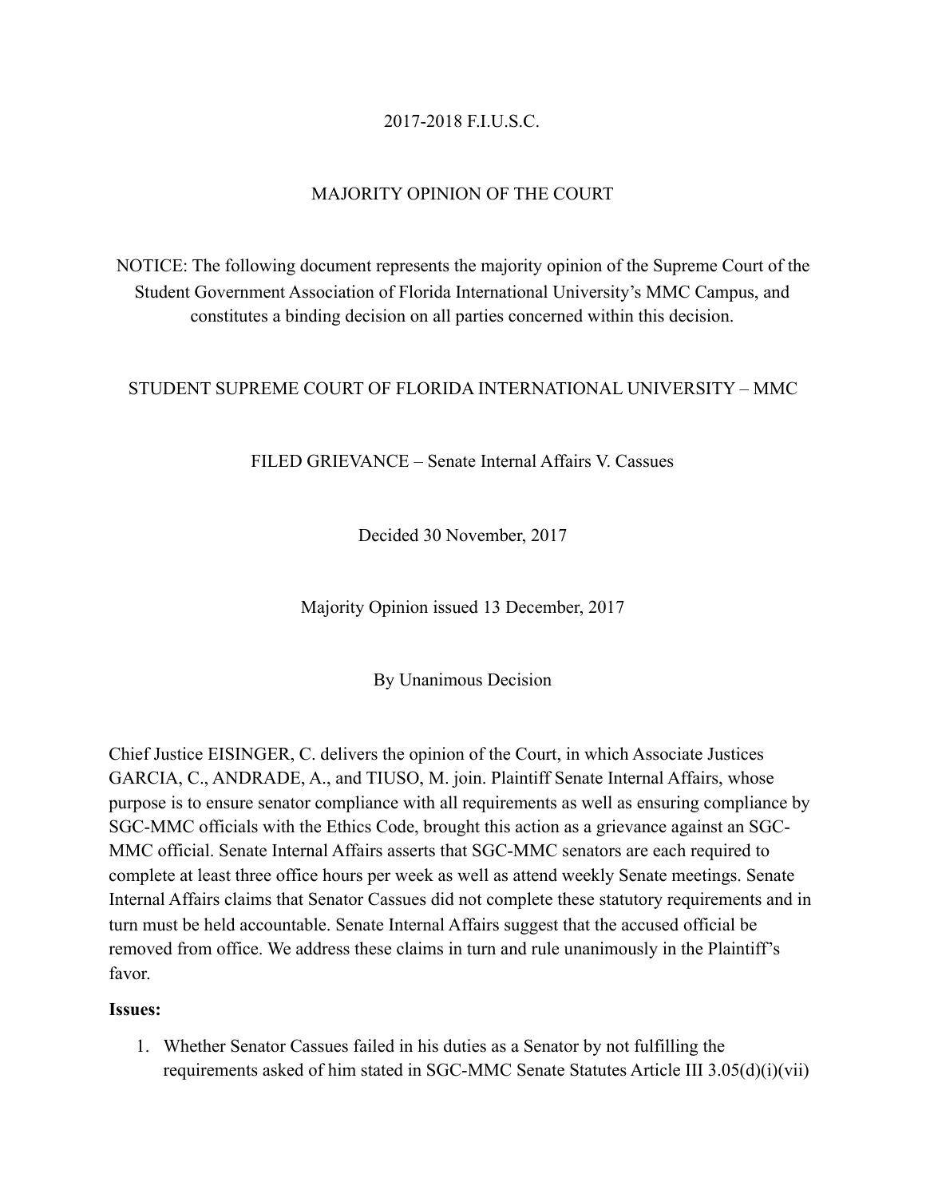2017-2018 F.I.U.S.C.

MAJORITY OPINION OF THE COURT

NOTICE: The following document represents the majority opinion of the Supreme Court of the Student Government Association of Florida International University's MMC Campus, and constitutes a binding decision on all parties concerned within this decision.

STUDENT SUPREME COURT OF FLORIDA INTERNATIONAL UNIVERSITY – MMC

FILED GRIEVANCE – Senate Internal Affairs V. Cassues

Decided 30 November, 2017

Majority Opinion issued 13 December, 2017

By Unanimous Decision

Chief Justice EISINGER, C. delivers the opinion of the Court, in which Associate Justices GARCIA, C., ANDRADE, A., and TIUSO, M. join. Plaintiff Senate Internal Affairs, whose purpose is to ensure senator compliance with all requirements as well as ensuring compliance by SGC-MMC officials with the Ethics Code, brought this action as a grievance against an SGC-MMC official. Senate Internal Affairs asserts that SGC-MMC senators are each required to complete at least three office hours per week as well as attend weekly Senate meetings. Senate Internal Affairs claims that Senator Cassues did not complete these statutory requirements and in turn must be held accountable. Senate Internal Affairs suggest that the accused official be removed from office. We address these claims in turn and rule unanimously in the Plaintiff's favor.

**Issues:**

1. Whether Senator Cassues failed in his duties as a Senator by not fulfilling the requirements asked of him stated in SGC-MMC Senate Statutes Article III 3.05(d)(i)(vii)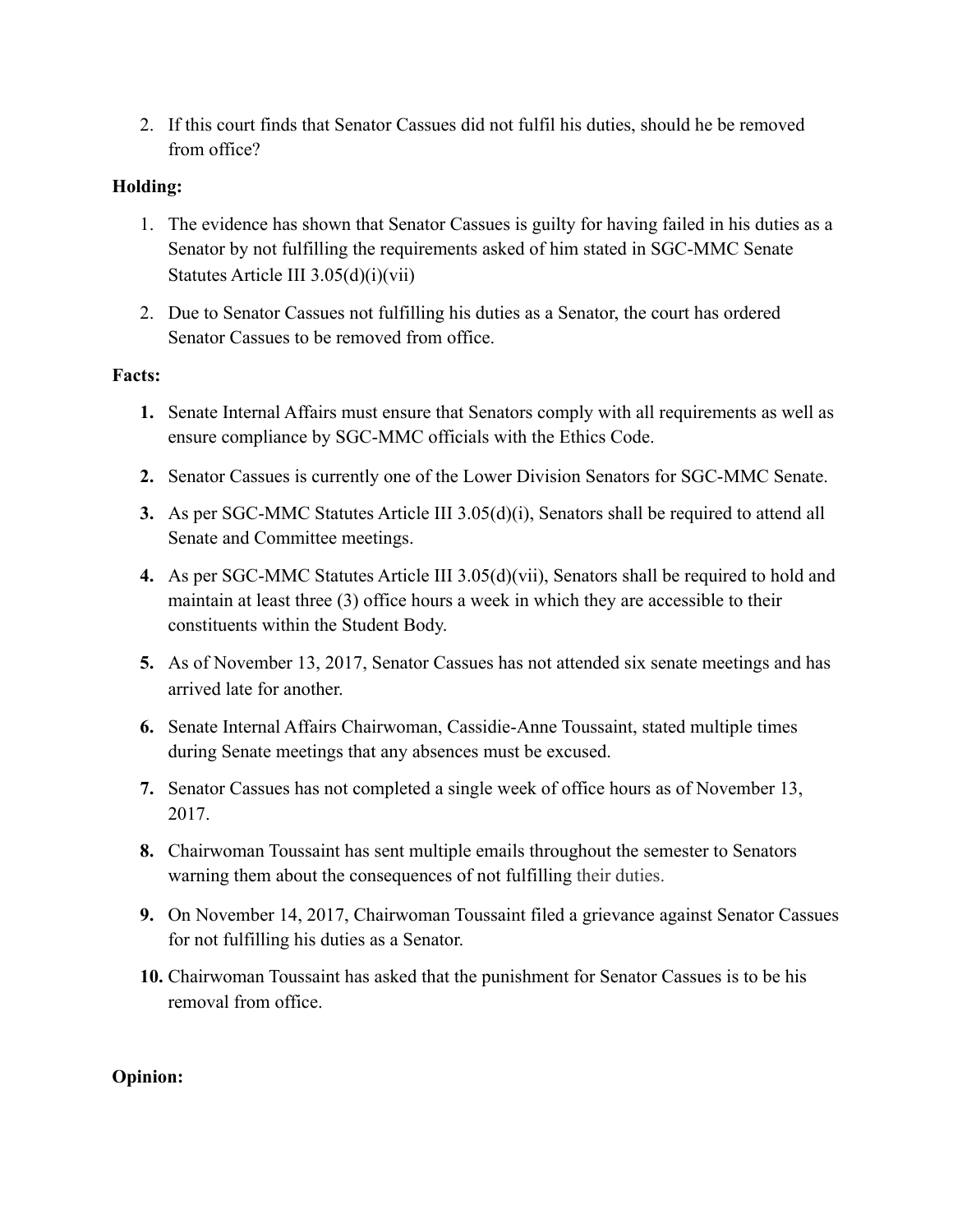2. If this court finds that Senator Cassues did not fulfil his duties, should he be removed from office?

**Holding:**

1. The evidence has shown that Senator Cassues is guilty for having failed in his duties as a Senator by not fulfilling the requirements asked of him stated in SGC-MMC Senate Statutes Article III 3.05(d)(i)(vii)

2. Due to Senator Cassues not fulfilling his duties as a Senator, the court has ordered Senator Cassues to be removed from office.

**Facts:**

1. Senate Internal Affairs must ensure that Senators comply with all requirements as well as ensure compliance by SGC-MMC officials with the Ethics Code.

2. Senator Cassues is currently one of the Lower Division Senators for SGC-MMC Senate.

3. As per SGC-MMC Statutes Article III 3.05(d)(i), Senators shall be required to attend all Senate and Committee meetings.

4. As per SGC-MMC Statutes Article III 3.05(d)(vii), Senators shall be required to hold and maintain at least three (3) office hours a week in which they are accessible to their constituents within the Student Body.

5. As of November 13, 2017, Senator Cassues has not attended six senate meetings and has arrived late for another.

6. Senate Internal Affairs Chairwoman, Cassidie-Anne Toussaint, stated multiple times during Senate meetings that any absences must be excused.

7. Senator Cassues has not completed a single week of office hours as of November 13, 2017.

8. Chairwoman Toussaint has sent multiple emails throughout the semester to Senators warning them about the consequences of not fulfilling their duties.

9. On November 14, 2017, Chairwoman Toussaint filed a grievance against Senator Cassues for not fulfilling his duties as a Senator.

10. Chairwoman Toussaint has asked that the punishment for Senator Cassues is to be his removal from office.

**Opinion:**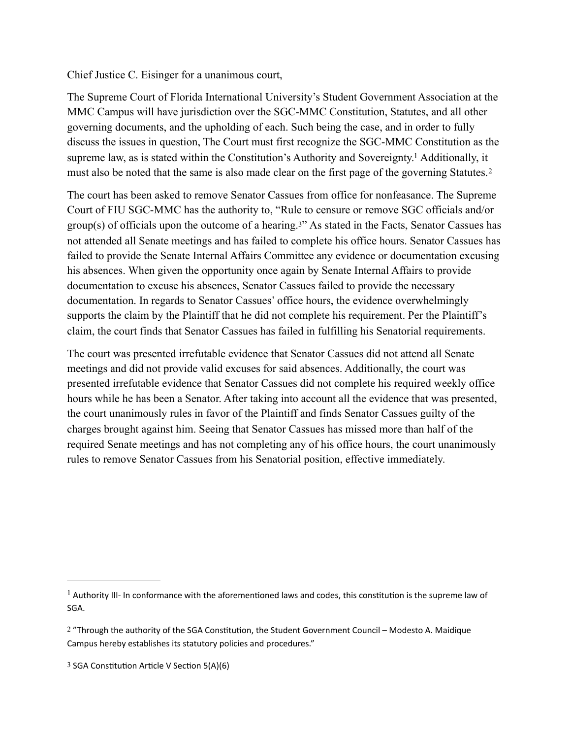Chief Justice C. Eisinger for a unanimous court,

The Supreme Court of Florida International University's Student Government Association at the MMC Campus will have jurisdiction over the SGC-MMC Constitution, Statutes, and all other governing documents, and the upholding of each. Such being the case, and in order to fully discuss the issues in question, The Court must first recognize the SGC-MMC Constitution as the supreme law, as is stated within the Constitution's Authority and Sovereignty.[1] Additionally, it must also be noted that the same is also made clear on the first page of the governing Statutes.[2]

The court has been asked to remove Senator Cassues from office for nonfeasance. The Supreme Court of FIU SGC-MMC has the authority to, "Rule to censure or remove SGC officials and/or group(s) of officials upon the outcome of a hearing.[3]" As stated in the Facts, Senator Cassues has not attended all Senate meetings and has failed to complete his office hours. Senator Cassues has failed to provide the Senate Internal Affairs Committee any evidence or documentation excusing his absences. When given the opportunity once again by Senate Internal Affairs to provide documentation to excuse his absences, Senator Cassues failed to provide the necessary documentation. In regards to Senator Cassues' office hours, the evidence overwhelmingly supports the claim by the Plaintiff that he did not complete his requirement. Per the Plaintiff's claim, the court finds that Senator Cassues has failed in fulfilling his Senatorial requirements.

The court was presented irrefutable evidence that Senator Cassues did not attend all Senate meetings and did not provide valid excuses for said absences. Additionally, the court was presented irrefutable evidence that Senator Cassues did not complete his required weekly office hours while he has been a Senator. After taking into account all the evidence that was presented, the court unanimously rules in favor of the Plaintiff and finds Senator Cassues guilty of the charges brought against him. Seeing that Senator Cassues has missed more than half of the required Senate meetings and has not completing any of his office hours, the court unanimously rules to remove Senator Cassues from his Senatorial position, effective immediately.

---

[1] Authority III- In conformance with the aforementioned laws and codes, this constitution is the supreme law of SGA.

[2] "Through the authority of the SGA Constitution, the Student Government Council – Modesto A. Maidique Campus hereby establishes its statutory policies and procedures."

[3] SGA Constitution Article V Section 5(A)(6)